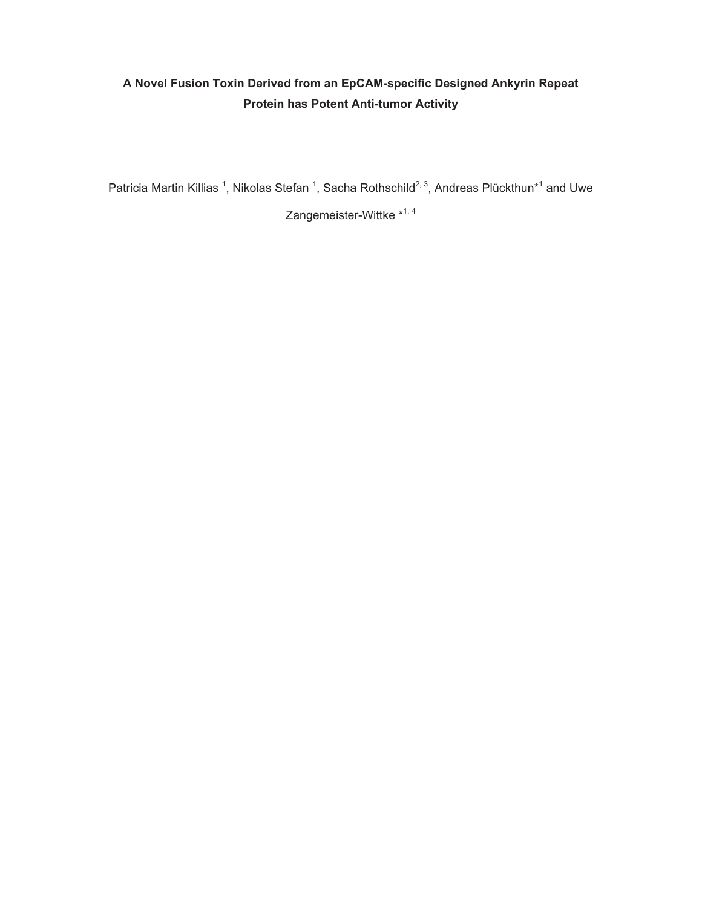# A Novel Fusion Toxin Derived from an EpCAM-specific Designed Ankyrin Repeat Protein has Potent Anti-tumor Activity

Patricia Martin Killias [1], Nikolas Stefan [1], Sacha Rothschild[2, 3], Andreas Plückthun*[1] and Uwe Zangemeister-Wittke *[1, 4]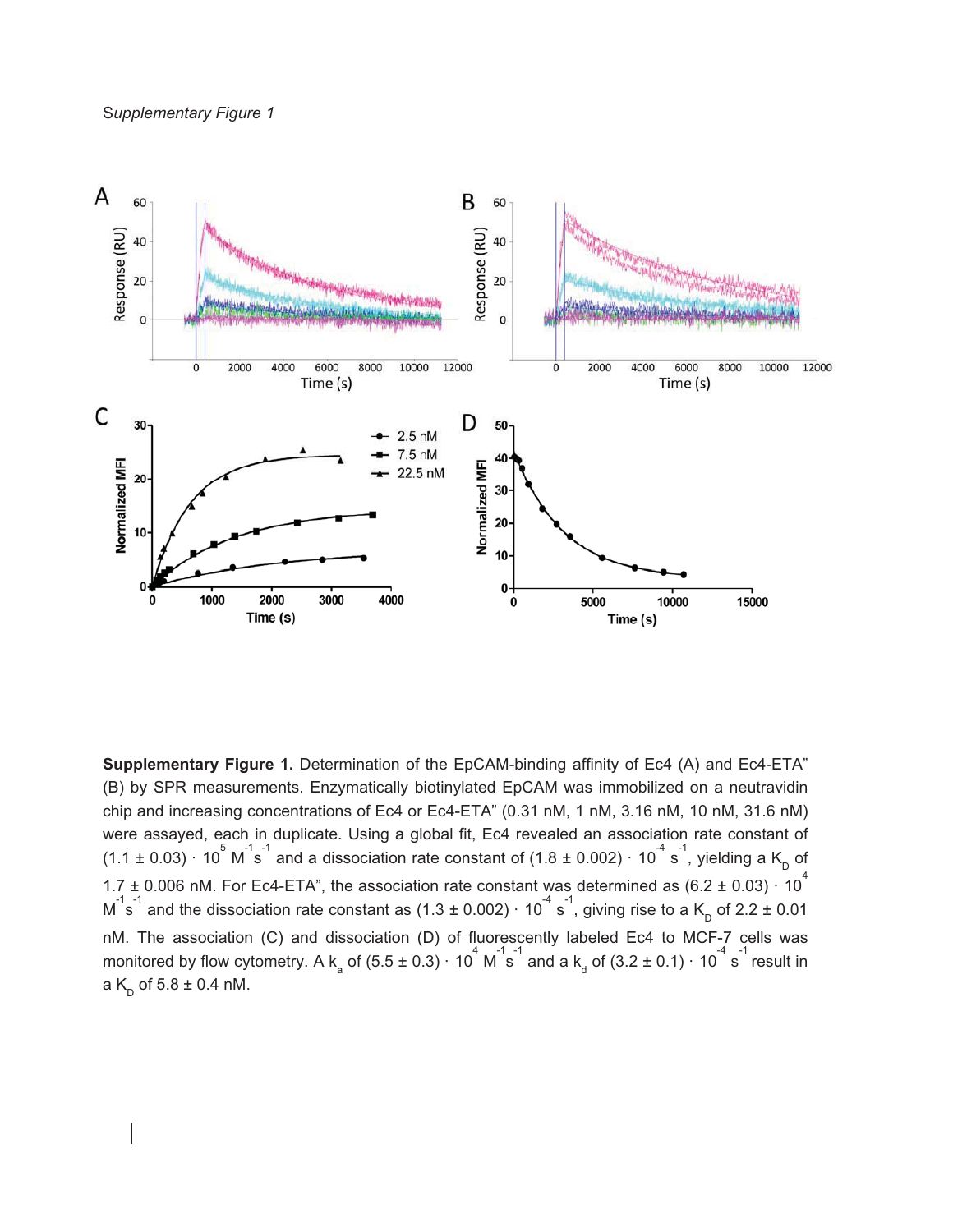*Supplementary Figure 1*

**Supplementary Figure 1.** Determination of the EpCAM-binding affinity of Ec4 (A) and Ec4-ETA" (B) by SPR measurements. Enzymatically biotinylated EpCAM was immobilized on a neutravidin chip and increasing concentrations of Ec4 or Ec4-ETA" (0.31 nM, 1 nM, 3.16 nM, 10 nM, 31.6 nM) were assayed, each in duplicate. Using a global fit, Ec4 revealed an association rate constant of $(1.1 \pm 0.03) \cdot 10^{5}\ M^{-1}s^{-1}$ and a dissociation rate constant of $(1.8 \pm 0.002) \cdot 10^{-4}\ s^{-1}$, yielding a $K_D$ of $1.7 \pm 0.006$ nM. For Ec4-ETA", the association rate constant was determined as $(6.2 \pm 0.03) \cdot 10^{4}\ M^{-1}s^{-1}$ and the dissociation rate constant as $(1.3 \pm 0.002) \cdot 10^{-4}\ s^{-1}$, giving rise to a $K_D$ of $2.2 \pm 0.01$ nM. The association (C) and dissociation (D) of fluorescently labeled Ec4 to MCF-7 cells was monitored by flow cytometry. A $k_a$ of $(5.5 \pm 0.3) \cdot 10^{4}\ M^{-1}s^{-1}$ and a $k_d$ of $(3.2 \pm 0.1) \cdot 10^{-4}\ s^{-1}$ result in a $K_D$ of $5.8 \pm 0.4$ nM.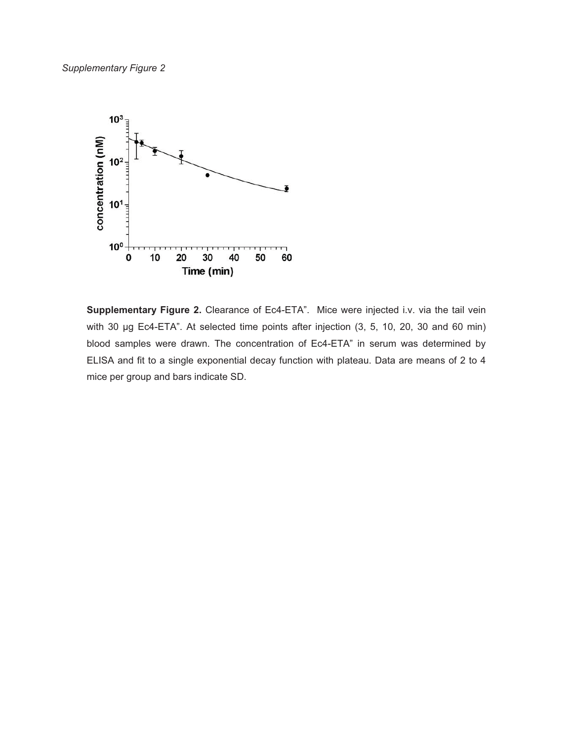*Supplementary Figure 2*

concentration (nM)

$10^3$

$10^2$

$10^1$

$10^0$

0 10 20 30 40 50 60

Time (min)

**Supplementary Figure 2.** Clearance of Ec4-ETA". Mice were injected i.v. via the tail vein with 30 µg Ec4-ETA". At selected time points after injection (3, 5, 10, 20, 30 and 60 min) blood samples were drawn. The concentration of Ec4-ETA" in serum was determined by ELISA and fit to a single exponential decay function with plateau. Data are means of 2 to 4 mice per group and bars indicate SD.